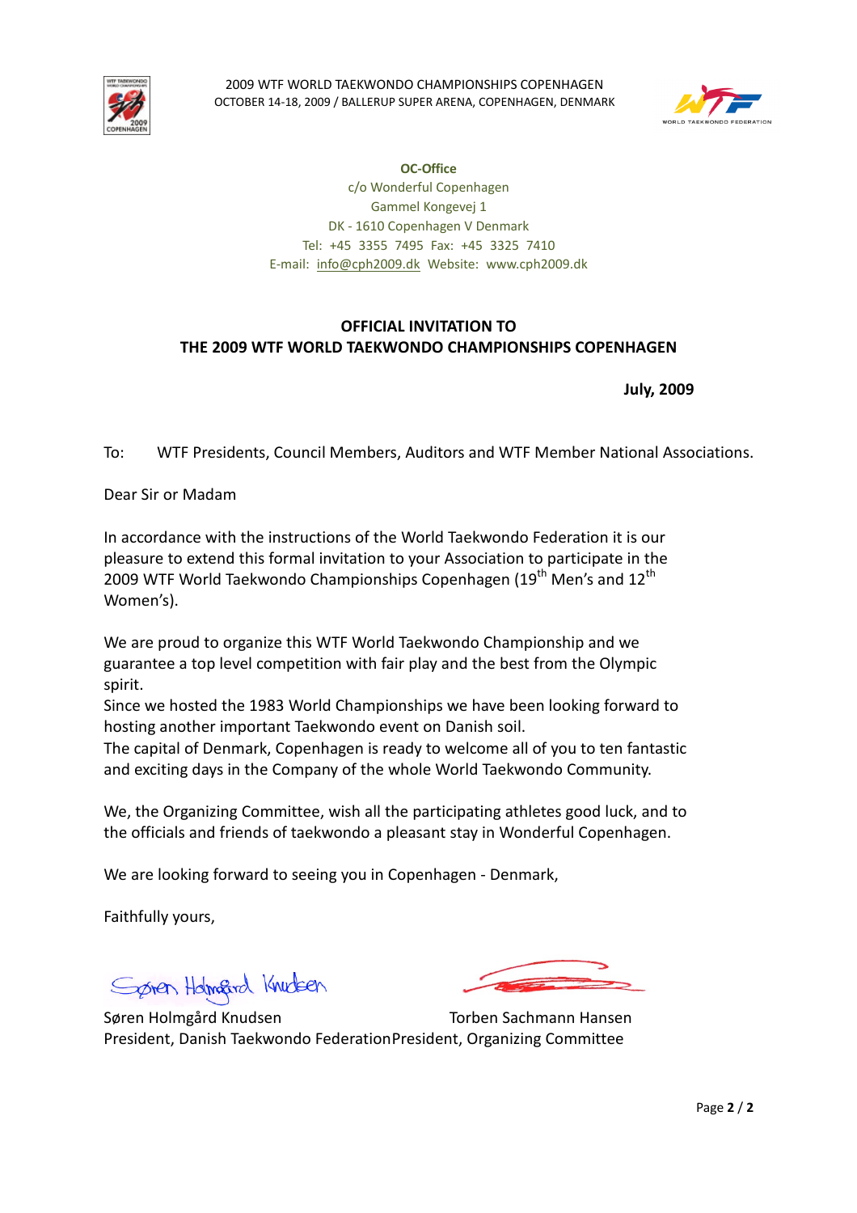2009 WTF WORLD TAEKWONDO CHAMPIONSHIPS COPENHAGEN
OCTOBER 14-18, 2009 / BALLERUP SUPER ARENA, COPENHAGEN, DENMARK

**OC-Office**
c/o Wonderful Copenhagen
Gammel Kongevej 1
DK - 1610 Copenhagen V Denmark
Tel: +45 3355 7495 Fax: +45 3325 7410
E-mail: info@cph2009.dk Website: www.cph2009.dk

## OFFICIAL INVITATION TO THE 2009 WTF WORLD TAEKWONDO CHAMPIONSHIPS COPENHAGEN

**July, 2009**

To: WTF Presidents, Council Members, Auditors and WTF Member National Associations.

Dear Sir or Madam

In accordance with the instructions of the World Taekwondo Federation it is our pleasure to extend this formal invitation to your Association to participate in the 2009 WTF World Taekwondo Championships Copenhagen (19th Men's and 12th Women's).

We are proud to organize this WTF World Taekwondo Championship and we guarantee a top level competition with fair play and the best from the Olympic spirit.
Since we hosted the 1983 World Championships we have been looking forward to hosting another important Taekwondo event on Danish soil.
The capital of Denmark, Copenhagen is ready to welcome all of you to ten fantastic and exciting days in the Company of the whole World Taekwondo Community.

We, the Organizing Committee, wish all the participating athletes good luck, and to the officials and friends of taekwondo a pleasant stay in Wonderful Copenhagen.

We are looking forward to seeing you in Copenhagen - Denmark,

Faithfully yours,

Søren Holmgård Knudsen
President, Danish Taekwondo Federation

Torben Sachmann Hansen
President, Organizing Committee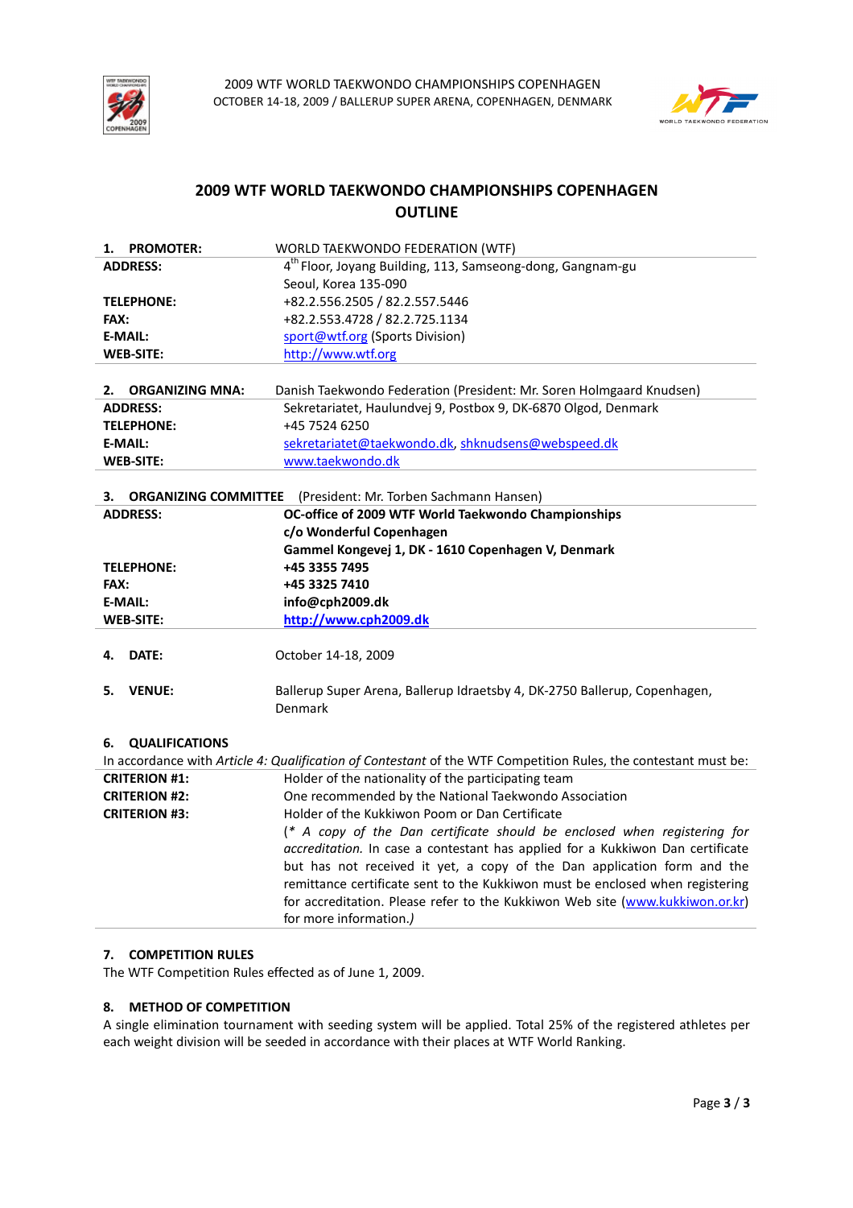## 2009 WTF WORLD TAEKWONDO CHAMPIONSHIPS COPENHAGEN
## OUTLINE

| **1. PROMOTER:** | WORLD TAEKWONDO FEDERATION (WTF) |
|---|---|
| **ADDRESS:** | 4th Floor, Joyang Building, 113, Samseong-dong, Gangnam-gu<br>Seoul, Korea 135-090 |
| **TELEPHONE:** | +82.2.556.2505 / 82.2.557.5446 |
| **FAX:** | +82.2.553.4728 / 82.2.725.1134 |
| **E-MAIL:** | sport@wtf.org (Sports Division) |
| **WEB-SITE:** | http://www.wtf.org |

| **2. ORGANIZING MNA:** | Danish Taekwondo Federation (President: Mr. Soren Holmgaard Knudsen) |
|---|---|
| **ADDRESS:** | Sekretariatet, Haulundvej 9, Postbox 9, DK-6870 Olgod, Denmark |
| **TELEPHONE:** | +45 7524 6250 |
| **E-MAIL:** | sekretariatet@taekwondo.dk, shknudsens@webspeed.dk |
| **WEB-SITE:** | www.taekwondo.dk |

| **3. ORGANIZING COMMITTEE** | (President: Mr. Torben Sachmann Hansen) |
|---|---|
| **ADDRESS:** | **OC-office of 2009 WTF World Taekwondo Championships**<br>**c/o Wonderful Copenhagen**<br>**Gammel Kongevej 1, DK - 1610 Copenhagen V, Denmark** |
| **TELEPHONE:** | **+45 3355 7495** |
| **FAX:** | **+45 3325 7410** |
| **E-MAIL:** | **info@cph2009.dk** |
| **WEB-SITE:** | **http://www.cph2009.dk** |

**4. DATE:** October 14-18, 2009

**5. VENUE:** Ballerup Super Arena, Ballerup Idraetsby 4, DK-2750 Ballerup, Copenhagen, Denmark

### 6. QUALIFICATIONS

In accordance with *Article 4: Qualification of Contestant* of the WTF Competition Rules, the contestant must be:

| | |
|---|---|
| **CRITERION #1:** | Holder of the nationality of the participating team |
| **CRITERION #2:** | One recommended by the National Taekwondo Association |
| **CRITERION #3:** | Holder of the Kukkiwon Poom or Dan Certificate<br>(*\* A copy of the Dan certificate should be enclosed when registering for accreditation.* In case a contestant has applied for a Kukkiwon Dan certificate but has not received it yet, a copy of the Dan application form and the remittance certificate sent to the Kukkiwon must be enclosed when registering for accreditation. Please refer to the Kukkiwon Web site (www.kukkiwon.or.kr) for more information.*)* |

### 7. COMPETITION RULES

The WTF Competition Rules effected as of June 1, 2009.

### 8. METHOD OF COMPETITION

A single elimination tournament with seeding system will be applied. Total 25% of the registered athletes per each weight division will be seeded in accordance with their places at WTF World Ranking.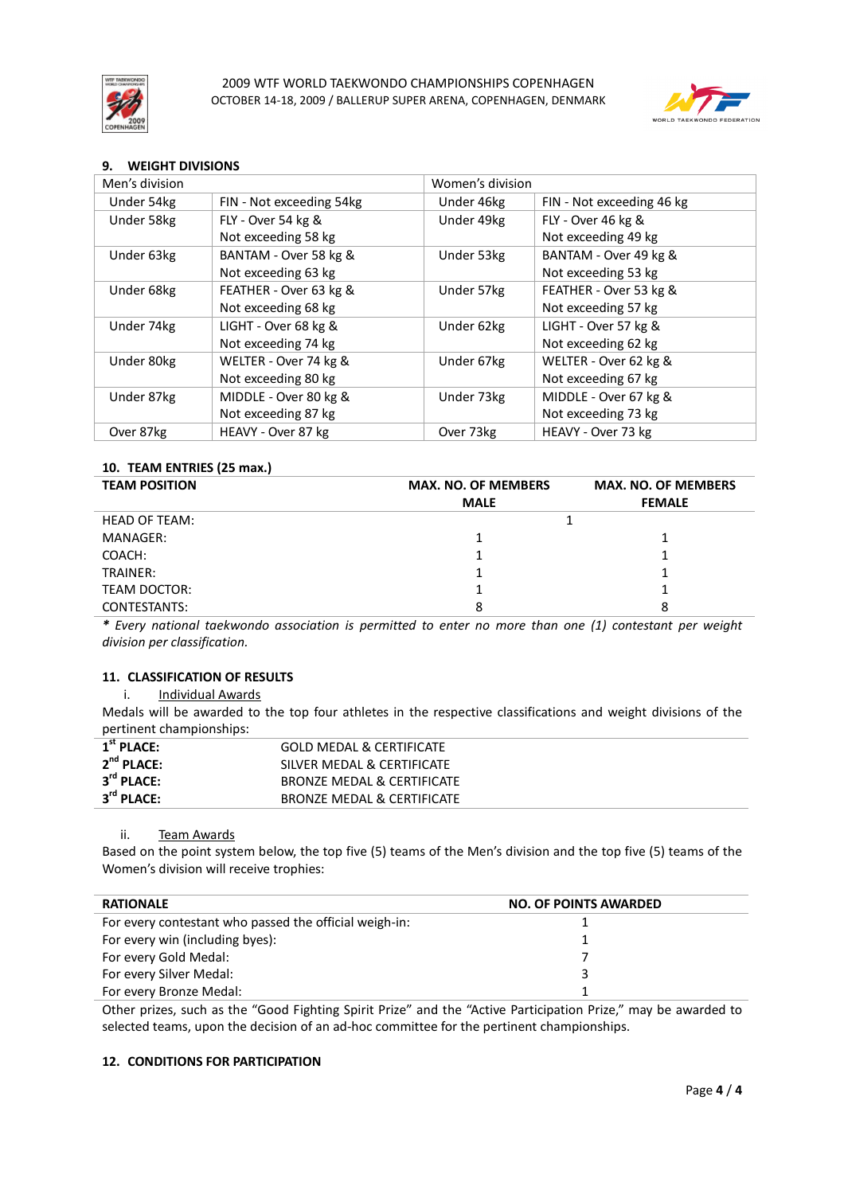## 9. WEIGHT DIVISIONS

| Men's division | | Women's division | |
|---|---|---|---|
| Under 54kg | FIN - Not exceeding 54kg | Under 46kg | FIN - Not exceeding 46 kg |
| Under 58kg | FLY - Over 54 kg & Not exceeding 58 kg | Under 49kg | FLY - Over 46 kg & Not exceeding 49 kg |
| Under 63kg | BANTAM - Over 58 kg & Not exceeding 63 kg | Under 53kg | BANTAM - Over 49 kg & Not exceeding 53 kg |
| Under 68kg | FEATHER - Over 63 kg & Not exceeding 68 kg | Under 57kg | FEATHER - Over 53 kg & Not exceeding 57 kg |
| Under 74kg | LIGHT - Over 68 kg & Not exceeding 74 kg | Under 62kg | LIGHT - Over 57 kg & Not exceeding 62 kg |
| Under 80kg | WELTER - Over 74 kg & Not exceeding 80 kg | Under 67kg | WELTER - Over 62 kg & Not exceeding 67 kg |
| Under 87kg | MIDDLE - Over 80 kg & Not exceeding 87 kg | Under 73kg | MIDDLE - Over 67 kg & Not exceeding 73 kg |
| Over 87kg | HEAVY - Over 87 kg | Over 73kg | HEAVY - Over 73 kg |

## 10. TEAM ENTRIES (25 max.)

| TEAM POSITION | MAX. NO. OF MEMBERS MALE | MAX. NO. OF MEMBERS FEMALE |
|---|---|---|
| HEAD OF TEAM: | 1 | |
| MANAGER: | 1 | 1 |
| COACH: | 1 | 1 |
| TRAINER: | 1 | 1 |
| TEAM DOCTOR: | 1 | 1 |
| CONTESTANTS: | 8 | 8 |

*\* Every national taekwondo association is permitted to enter no more than one (1) contestant per weight division per classification.*

## 11. CLASSIFICATION OF RESULTS

i. Individual Awards

Medals will be awarded to the top four athletes in the respective classifications and weight divisions of the pertinent championships:

| | |
|---|---|
| **1st PLACE:** | GOLD MEDAL & CERTIFICATE |
| **2nd PLACE:** | SILVER MEDAL & CERTIFICATE |
| **3rd PLACE:** | BRONZE MEDAL & CERTIFICATE |
| **3rd PLACE:** | BRONZE MEDAL & CERTIFICATE |

ii. Team Awards

Based on the point system below, the top five (5) teams of the Men's division and the top five (5) teams of the Women's division will receive trophies:

| RATIONALE | NO. OF POINTS AWARDED |
|---|---|
| For every contestant who passed the official weigh-in: | 1 |
| For every win (including byes): | 1 |
| For every Gold Medal: | 7 |
| For every Silver Medal: | 3 |
| For every Bronze Medal: | 1 |

Other prizes, such as the "Good Fighting Spirit Prize" and the "Active Participation Prize," may be awarded to selected teams, upon the decision of an ad-hoc committee for the pertinent championships.

## 12. CONDITIONS FOR PARTICIPATION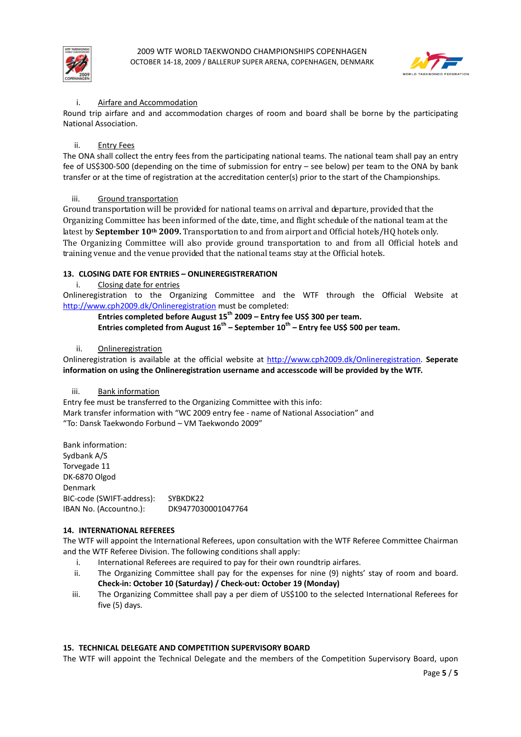i. Airfare and Accommodation

Round trip airfare and and accommodation charges of room and board shall be borne by the participating National Association.

ii. Entry Fees

The ONA shall collect the entry fees from the participating national teams. The national team shall pay an entry fee of US$300-500 (depending on the time of submission for entry – see below) per team to the ONA by bank transfer or at the time of registration at the accreditation center(s) prior to the start of the Championships.

iii. Ground transportation

Ground transportation will be provided for national teams on arrival and departure, provided that the Organizing Committee has been informed of the date, time, and flight schedule of the national team at the latest by **September 10th 2009.** Transportation to and from airport and Official hotels/HQ hotels only. The Organizing Committee will also provide ground transportation to and from all Official hotels and training venue and the venue provided that the national teams stay at the Official hotels.

## 13. CLOSING DATE FOR ENTRIES – ONLINEREGISTRERATION

i. Closing date for entries

Onlineregistration to the Organizing Committee and the WTF through the Official Website at http://www.cph2009.dk/Onlineregistration must be completed:

**Entries completed before August 15th 2009 – Entry fee US$ 300 per team.**
**Entries completed from August 16th – September 10th – Entry fee US$ 500 per team.**

ii. Onlineregistration

Onlineregistration is available at the official website at http://www.cph2009.dk/Onlineregistration. **Seperate information on using the Onlineregistration username and accesscode will be provided by the WTF.**

iii. Bank information

Entry fee must be transferred to the Organizing Committee with this info:
Mark transfer information with "WC 2009 entry fee - name of National Association" and
"To: Dansk Taekwondo Forbund – VM Taekwondo 2009"

Bank information:
Sydbank A/S
Torvegade 11
DK-6870 Olgod
Denmark
BIC-code (SWIFT-address): SYBKDK22
IBAN No. (Accountno.): DK9477030001047764

## 14. INTERNATIONAL REFEREES

The WTF will appoint the International Referees, upon consultation with the WTF Referee Committee Chairman and the WTF Referee Division. The following conditions shall apply:

i. International Referees are required to pay for their own roundtrip airfares.
ii. The Organizing Committee shall pay for the expenses for nine (9) nights' stay of room and board. **Check-in: October 10 (Saturday) / Check-out: October 19 (Monday)**
iii. The Organizing Committee shall pay a per diem of US$100 to the selected International Referees for five (5) days.

## 15. TECHNICAL DELEGATE AND COMPETITION SUPERVISORY BOARD

The WTF will appoint the Technical Delegate and the members of the Competition Supervisory Board, upon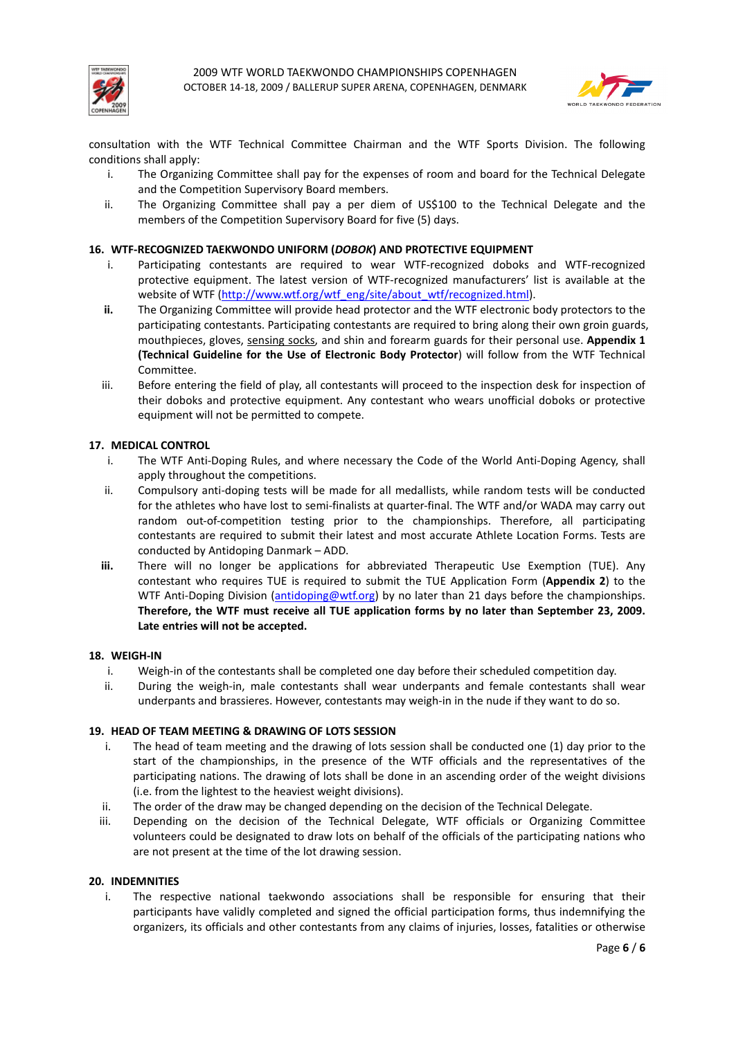consultation with the WTF Technical Committee Chairman and the WTF Sports Division. The following conditions shall apply:

i. The Organizing Committee shall pay for the expenses of room and board for the Technical Delegate and the Competition Supervisory Board members.

ii. The Organizing Committee shall pay a per diem of US$100 to the Technical Delegate and the members of the Competition Supervisory Board for five (5) days.

**16. WTF-RECOGNIZED TAEKWONDO UNIFORM (*DOBOK*) AND PROTECTIVE EQUIPMENT**

i. Participating contestants are required to wear WTF-recognized doboks and WTF-recognized protective equipment. The latest version of WTF-recognized manufacturers' list is available at the website of WTF (http://www.wtf.org/wtf_eng/site/about_wtf/recognized.html).

**ii.** The Organizing Committee will provide head protector and the WTF electronic body protectors to the participating contestants. Participating contestants are required to bring along their own groin guards, mouthpieces, gloves, sensing socks, and shin and forearm guards for their personal use. **Appendix 1 (Technical Guideline for the Use of Electronic Body Protector**) will follow from the WTF Technical Committee.

iii. Before entering the field of play, all contestants will proceed to the inspection desk for inspection of their doboks and protective equipment. Any contestant who wears unofficial doboks or protective equipment will not be permitted to compete.

**17. MEDICAL CONTROL**

i. The WTF Anti-Doping Rules, and where necessary the Code of the World Anti-Doping Agency, shall apply throughout the competitions.

ii. Compulsory anti-doping tests will be made for all medallists, while random tests will be conducted for the athletes who have lost to semi-finalists at quarter-final. The WTF and/or WADA may carry out random out-of-competition testing prior to the championships. Therefore, all participating contestants are required to submit their latest and most accurate Athlete Location Forms. Tests are conducted by Antidoping Danmark – ADD.

**iii.** There will no longer be applications for abbreviated Therapeutic Use Exemption (TUE). Any contestant who requires TUE is required to submit the TUE Application Form (**Appendix 2**) to the WTF Anti-Doping Division (antidoping@wtf.org) by no later than 21 days before the championships. **Therefore, the WTF must receive all TUE application forms by no later than September 23, 2009. Late entries will not be accepted.**

**18. WEIGH-IN**

i. Weigh-in of the contestants shall be completed one day before their scheduled competition day.

ii. During the weigh-in, male contestants shall wear underpants and female contestants shall wear underpants and brassieres. However, contestants may weigh-in in the nude if they want to do so.

**19. HEAD OF TEAM MEETING & DRAWING OF LOTS SESSION**

i. The head of team meeting and the drawing of lots session shall be conducted one (1) day prior to the start of the championships, in the presence of the WTF officials and the representatives of the participating nations. The drawing of lots shall be done in an ascending order of the weight divisions (i.e. from the lightest to the heaviest weight divisions).

ii. The order of the draw may be changed depending on the decision of the Technical Delegate.

iii. Depending on the decision of the Technical Delegate, WTF officials or Organizing Committee volunteers could be designated to draw lots on behalf of the officials of the participating nations who are not present at the time of the lot drawing session.

**20. INDEMNITIES**

i. The respective national taekwondo associations shall be responsible for ensuring that their participants have validly completed and signed the official participation forms, thus indemnifying the organizers, its officials and other contestants from any claims of injuries, losses, fatalities or otherwise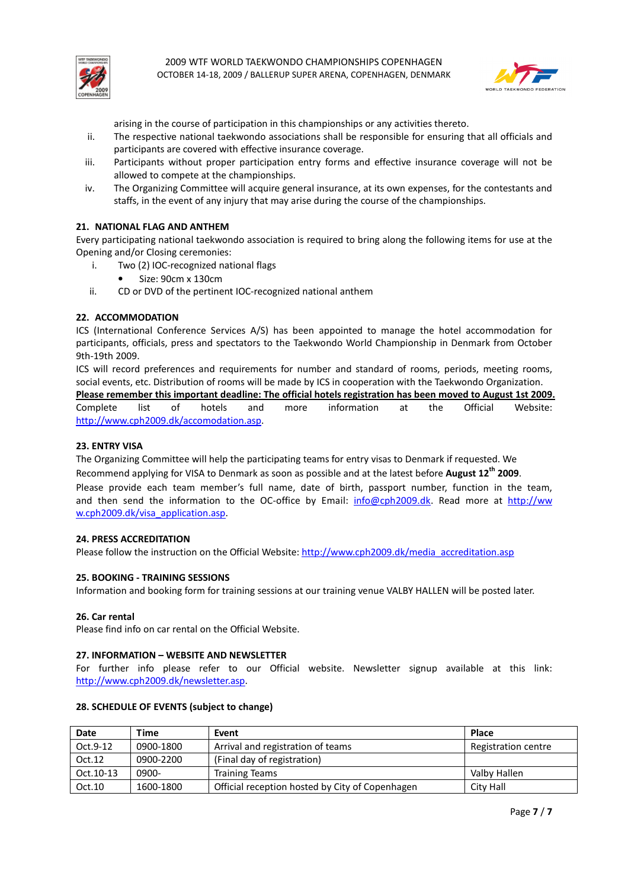arising in the course of participation in this championships or any activities thereto.

ii. The respective national taekwondo associations shall be responsible for ensuring that all officials and participants are covered with effective insurance coverage.

iii. Participants without proper participation entry forms and effective insurance coverage will not be allowed to compete at the championships.

iv. The Organizing Committee will acquire general insurance, at its own expenses, for the contestants and staffs, in the event of any injury that may arise during the course of the championships.

### 21. NATIONAL FLAG AND ANTHEM

Every participating national taekwondo association is required to bring along the following items for use at the Opening and/or Closing ceremonies:

i. Two (2) IOC-recognized national flags
   - Size: 90cm x 130cm

ii. CD or DVD of the pertinent IOC-recognized national anthem

### 22. ACCOMMODATION

ICS (International Conference Services A/S) has been appointed to manage the hotel accommodation for participants, officials, press and spectators to the Taekwondo World Championship in Denmark from October 9th-19th 2009.

ICS will record preferences and requirements for number and standard of rooms, periods, meeting rooms, social events, etc. Distribution of rooms will be made by ICS in cooperation with the Taekwondo Organization.

**Please remember this important deadline: The official hotels registration has been moved to August 1st 2009.**

Complete list of hotels and more information at the Official Website: http://www.cph2009.dk/accomodation.asp.

### 23. ENTRY VISA

The Organizing Committee will help the participating teams for entry visas to Denmark if requested. We Recommend applying for VISA to Denmark as soon as possible and at the latest before **August 12th 2009**.

Please provide each team member's full name, date of birth, passport number, function in the team, and then send the information to the OC-office by Email: info@cph2009.dk. Read more at http://www.cph2009.dk/visa_application.asp.

### 24. PRESS ACCREDITATION

Please follow the instruction on the Official Website: http://www.cph2009.dk/media_accreditation.asp

### 25. BOOKING - TRAINING SESSIONS

Information and booking form for training sessions at our training venue VALBY HALLEN will be posted later.

### 26. Car rental

Please find info on car rental on the Official Website.

### 27. INFORMATION – WEBSITE AND NEWSLETTER

For further info please refer to our Official website. Newsletter signup available at this link: http://www.cph2009.dk/newsletter.asp.

### 28. SCHEDULE OF EVENTS (subject to change)

| Date | Time | Event | Place |
|---|---|---|---|
| Oct.9-12 | 0900-1800 | Arrival and registration of teams | Registration centre |
| Oct.12 | 0900-2200 | (Final day of registration) | |
| Oct.10-13 | 0900- | Training Teams | Valby Hallen |
| Oct.10 | 1600-1800 | Official reception hosted by City of Copenhagen | City Hall |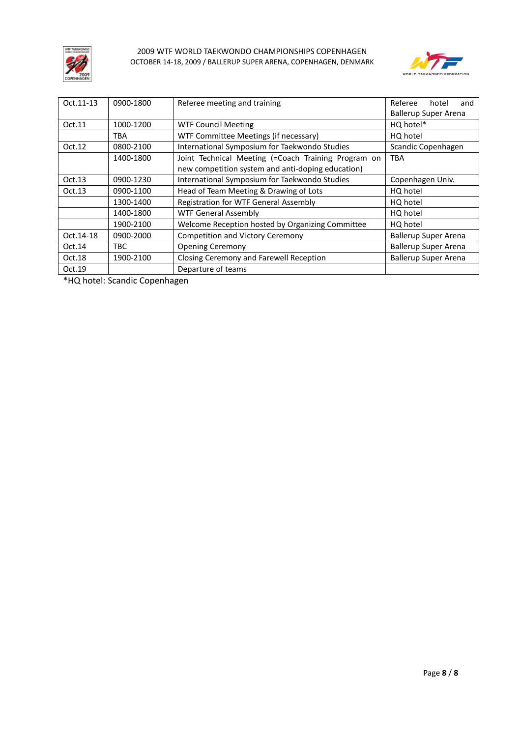| | | | |
|---|---|---|---|
| Oct.11-13 | 0900-1800 | Referee meeting and training | Referee hotel and Ballerup Super Arena |
| Oct.11 | 1000-1200 | WTF Council Meeting | HQ hotel* |
| | TBA | WTF Committee Meetings (if necessary) | HQ hotel |
| Oct.12 | 0800-2100 | International Symposium for Taekwondo Studies | Scandic Copenhagen |
| | 1400-1800 | Joint Technical Meeting (=Coach Training Program on new competition system and anti-doping education) | TBA |
| Oct.13 | 0900-1230 | International Symposium for Taekwondo Studies | Copenhagen Univ. |
| Oct.13 | 0900-1100 | Head of Team Meeting & Drawing of Lots | HQ hotel |
| | 1300-1400 | Registration for WTF General Assembly | HQ hotel |
| | 1400-1800 | WTF General Assembly | HQ hotel |
| | 1900-2100 | Welcome Reception hosted by Organizing Committee | HQ hotel |
| Oct.14-18 | 0900-2000 | Competition and Victory Ceremony | Ballerup Super Arena |
| Oct.14 | TBC | Opening Ceremony | Ballerup Super Arena |
| Oct.18 | 1900-2100 | Closing Ceremony and Farewell Reception | Ballerup Super Arena |
| Oct.19 | | Departure of teams | |

*HQ hotel: Scandic Copenhagen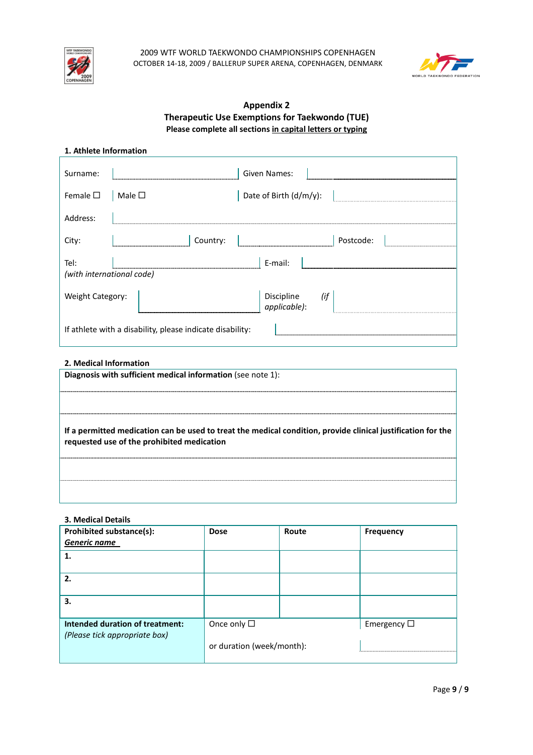## Appendix 2
## Therapeutic Use Exemptions for Taekwondo (TUE)
**Please complete all sections in capital letters or typing**

### 1. Athlete Information

| | | | |
|---|---|---|---|
| Surname: | | Given Names: | |
| Female ☐ | Male ☐ | Date of Birth (d/m/y): | |
| Address: | | | |
| City: | Country: | | Postcode: |
| Tel: *(with international code)* | | E-mail: | |
| Weight Category: | | Discipline *(if applicable)*: | |
| If athlete with a disability, please indicate disability: | | | |

### 2. Medical Information

**Diagnosis with sufficient medical information** (see note 1):

**If a permitted medication can be used to treat the medical condition, provide clinical justification for the requested use of the prohibited medication**

### 3. Medical Details

| **Prohibited substance(s):** ***Generic name*** | **Dose** | **Route** | **Frequency** |
|---|---|---|---|
| **1.** | | | |
| **2.** | | | |
| **3.** | | | |
| **Intended duration of treatment:** *(Please tick appropriate box)* | Once only ☐ or duration (week/month): | | Emergency ☐ |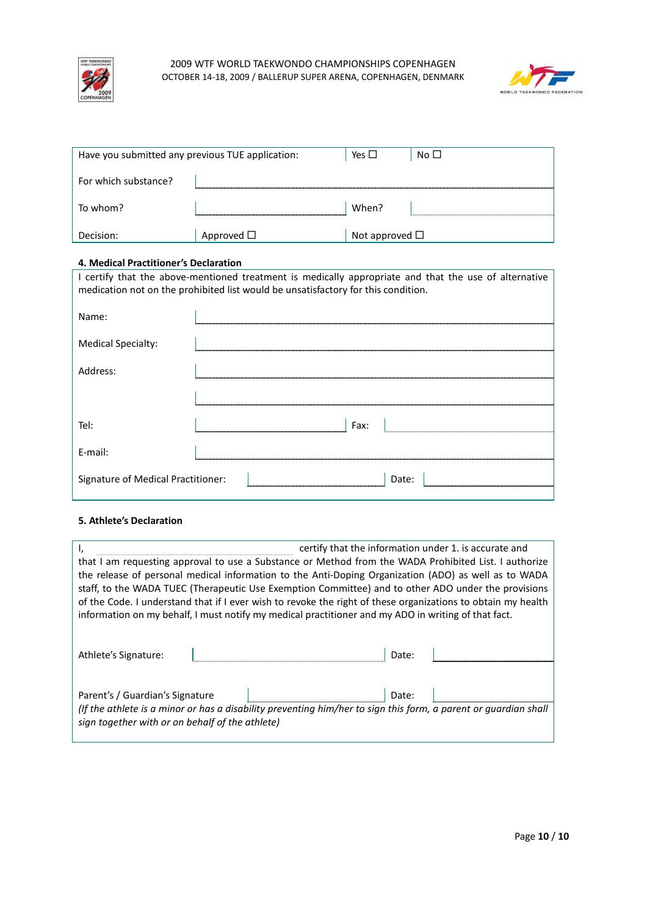| Have you submitted any previous TUE application: | | Yes ☐ | No ☐ |
|---|---|---|---|
| For which substance? | | | |
| To whom? | | When? | |
| Decision: | Approved ☐ | Not approved ☐ | |

**4. Medical Practitioner's Declaration**

I certify that the above-mentioned treatment is medically appropriate and that the use of alternative medication not on the prohibited list would be unsatisfactory for this condition.

| | | | |
|---|---|---|---|
| Name: | | | |
| Medical Specialty: | | | |
| Address: | | | |
| | | | |
| Tel: | | Fax: | |
| E-mail: | | | |
| Signature of Medical Practitioner: | | Date: | |

**5. Athlete's Declaration**

I, ______________________________ certify that the information under 1. is accurate and that I am requesting approval to use a Substance or Method from the WADA Prohibited List. I authorize the release of personal medical information to the Anti-Doping Organization (ADO) as well as to WADA staff, to the WADA TUEC (Therapeutic Use Exemption Committee) and to other ADO under the provisions of the Code. I understand that if I ever wish to revoke the right of these organizations to obtain my health information on my behalf, I must notify my medical practitioner and my ADO in writing of that fact.

| | | | |
|---|---|---|---|
| Athlete's Signature: | | Date: | |
| Parent's / Guardian's Signature | | Date: | |

*(If the athlete is a minor or has a disability preventing him/her to sign this form, a parent or guardian shall sign together with or on behalf of the athlete)*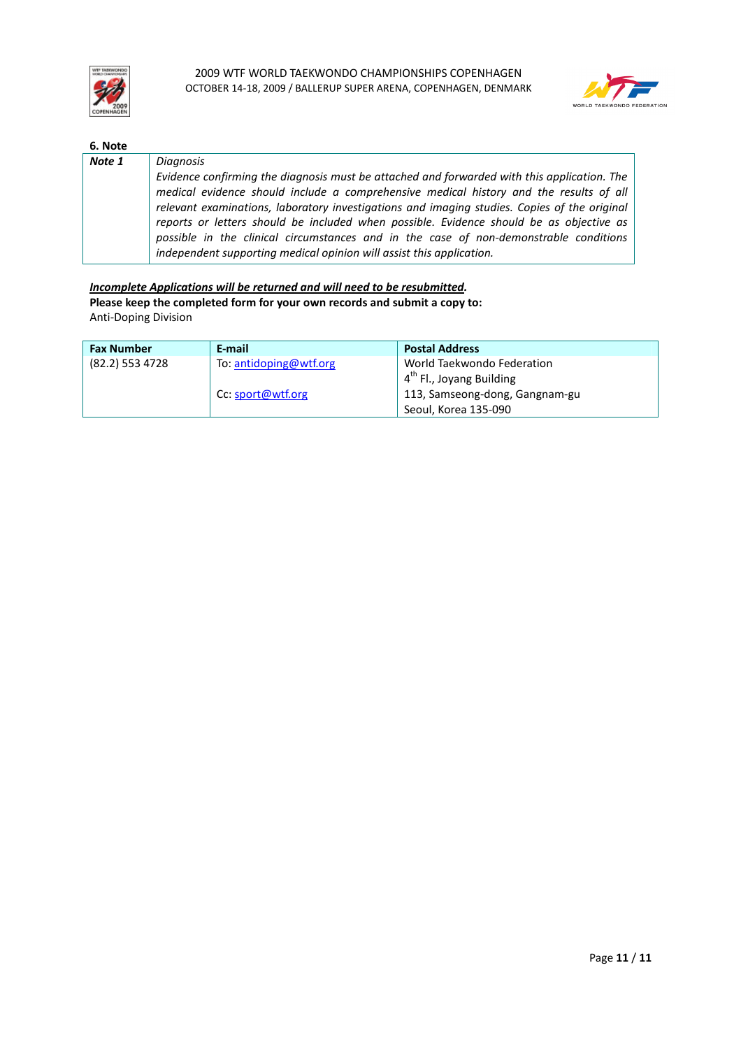## 6. Note

| Note 1 | Diagnosis |
|---|---|
| | *Evidence confirming the diagnosis must be attached and forwarded with this application. The medical evidence should include a comprehensive medical history and the results of all relevant examinations, laboratory investigations and imaging studies. Copies of the original reports or letters should be included when possible. Evidence should be as objective as possible in the clinical circumstances and in the case of non-demonstrable conditions independent supporting medical opinion will assist this application.* |

***Incomplete Applications will be returned and will need to be resubmitted.***

**Please keep the completed form for your own records and submit a copy to:**

Anti-Doping Division

| Fax Number | E-mail | Postal Address |
|---|---|---|
| (82.2) 553 4728 | To: antidoping@wtf.org<br><br>Cc: sport@wtf.org | World Taekwondo Federation<br>4th Fl., Joyang Building<br>113, Samseong-dong, Gangnam-gu<br>Seoul, Korea 135-090 |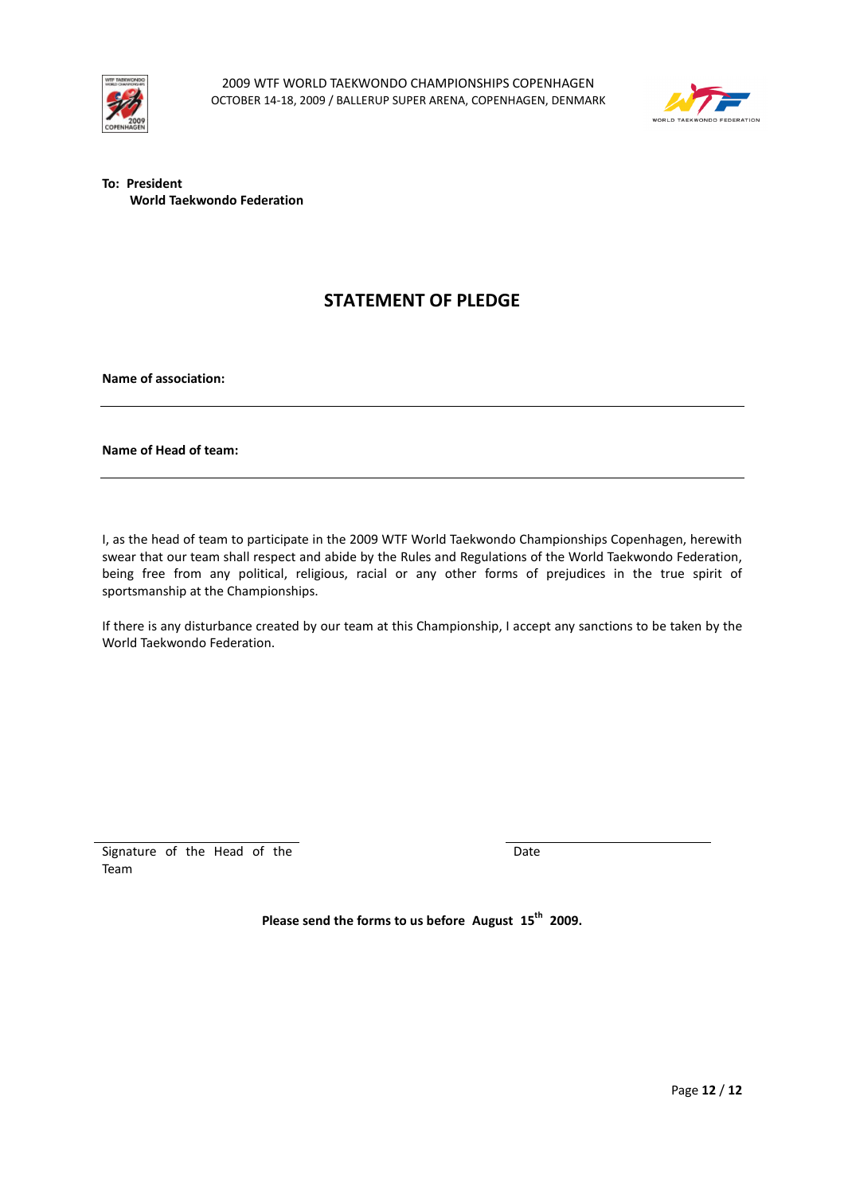**To: President**
**World Taekwondo Federation**

# STATEMENT OF PLEDGE

**Name of association:**

---

**Name of Head of team:**

---

I, as the head of team to participate in the 2009 WTF World Taekwondo Championships Copenhagen, herewith swear that our team shall respect and abide by the Rules and Regulations of the World Taekwondo Federation, being free from any political, religious, racial or any other forms of prejudices in the true spirit of sportsmanship at the Championships.

If there is any disturbance created by our team at this Championship, I accept any sanctions to be taken by the World Taekwondo Federation.

\_\_\_\_\_\_\_\_\_\_\_\_\_\_\_\_\_\_\_\_\_\_\_\_\_\_\_\_\_\_ \_\_\_\_\_\_\_\_\_\_\_\_\_\_\_\_\_\_\_\_\_\_\_\_\_\_\_\_\_\_

Signature of the Head of the Team Date

**Please send the forms to us before August 15th 2009.**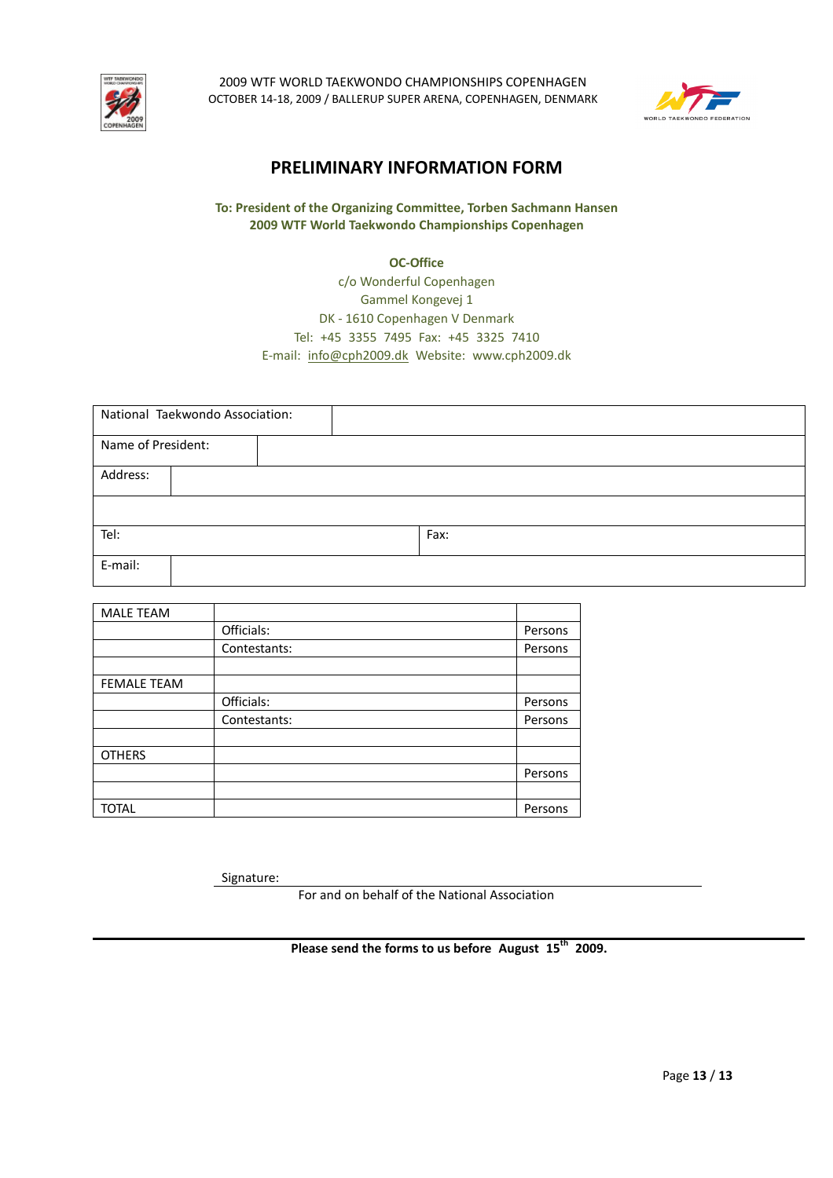# PRELIMINARY INFORMATION FORM

**To: President of the Organizing Committee, Torben Sachmann Hansen**
**2009 WTF World Taekwondo Championships Copenhagen**

**OC-Office**
c/o Wonderful Copenhagen
Gammel Kongevej 1
DK - 1610 Copenhagen V Denmark
Tel: +45 3355 7495 Fax: +45 3325 7410
E-mail: info@cph2009.dk Website: www.cph2009.dk

| National Taekwondo Association: | |
|---|---|
| Name of President: | |
| Address: | |
| | |
| Tel: | Fax: |
| E-mail: | |

| MALE TEAM | | |
|---|---|---|
| | Officials: | Persons |
| | Contestants: | Persons |
| | | |
| FEMALE TEAM | | |
| | Officials: | Persons |
| | Contestants: | Persons |
| | | |
| OTHERS | | |
| | | Persons |
| | | |
| TOTAL | | Persons |

Signature: ______________________________
For and on behalf of the National Association

**Please send the forms to us before August 15th 2009.**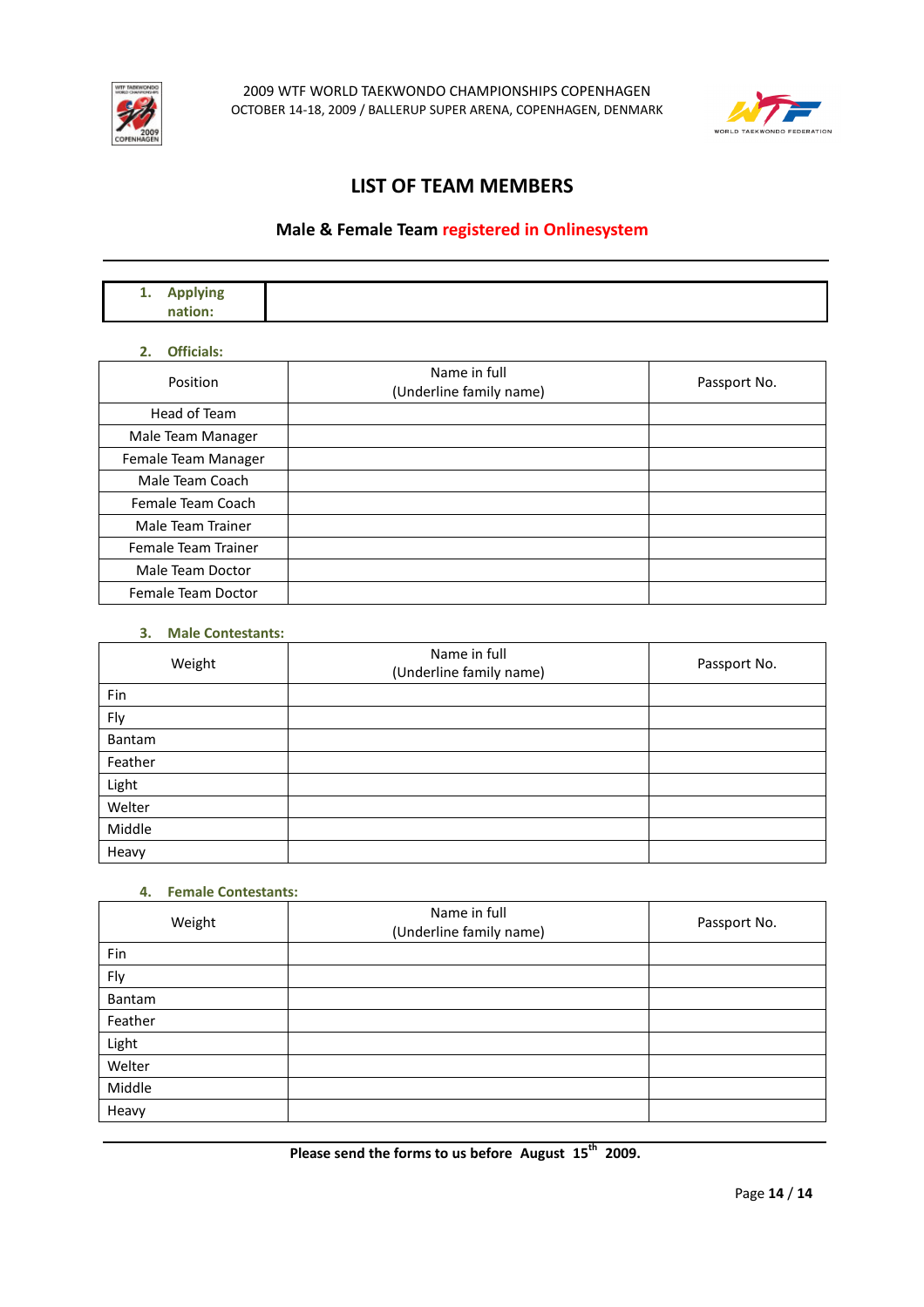2009 WTF WORLD TAEKWONDO CHAMPIONSHIPS COPENHAGEN
OCTOBER 14-18, 2009 / BALLERUP SUPER ARENA, COPENHAGEN, DENMARK

# LIST OF TEAM MEMBERS

## Male & Female Team registered in Onlinesystem

---

| 1. Applying nation: | |
|---|---|

**2. Officials:**

| Position | Name in full (Underline family name) | Passport No. |
|---|---|---|
| Head of Team | | |
| Male Team Manager | | |
| Female Team Manager | | |
| Male Team Coach | | |
| Female Team Coach | | |
| Male Team Trainer | | |
| Female Team Trainer | | |
| Male Team Doctor | | |
| Female Team Doctor | | |

**3. Male Contestants:**

| Weight | Name in full (Underline family name) | Passport No. |
|---|---|---|
| Fin | | |
| Fly | | |
| Bantam | | |
| Feather | | |
| Light | | |
| Welter | | |
| Middle | | |
| Heavy | | |

**4. Female Contestants:**

| Weight | Name in full (Underline family name) | Passport No. |
|---|---|---|
| Fin | | |
| Fly | | |
| Bantam | | |
| Feather | | |
| Light | | |
| Welter | | |
| Middle | | |
| Heavy | | |

---

**Please send the forms to us before August 15th 2009.**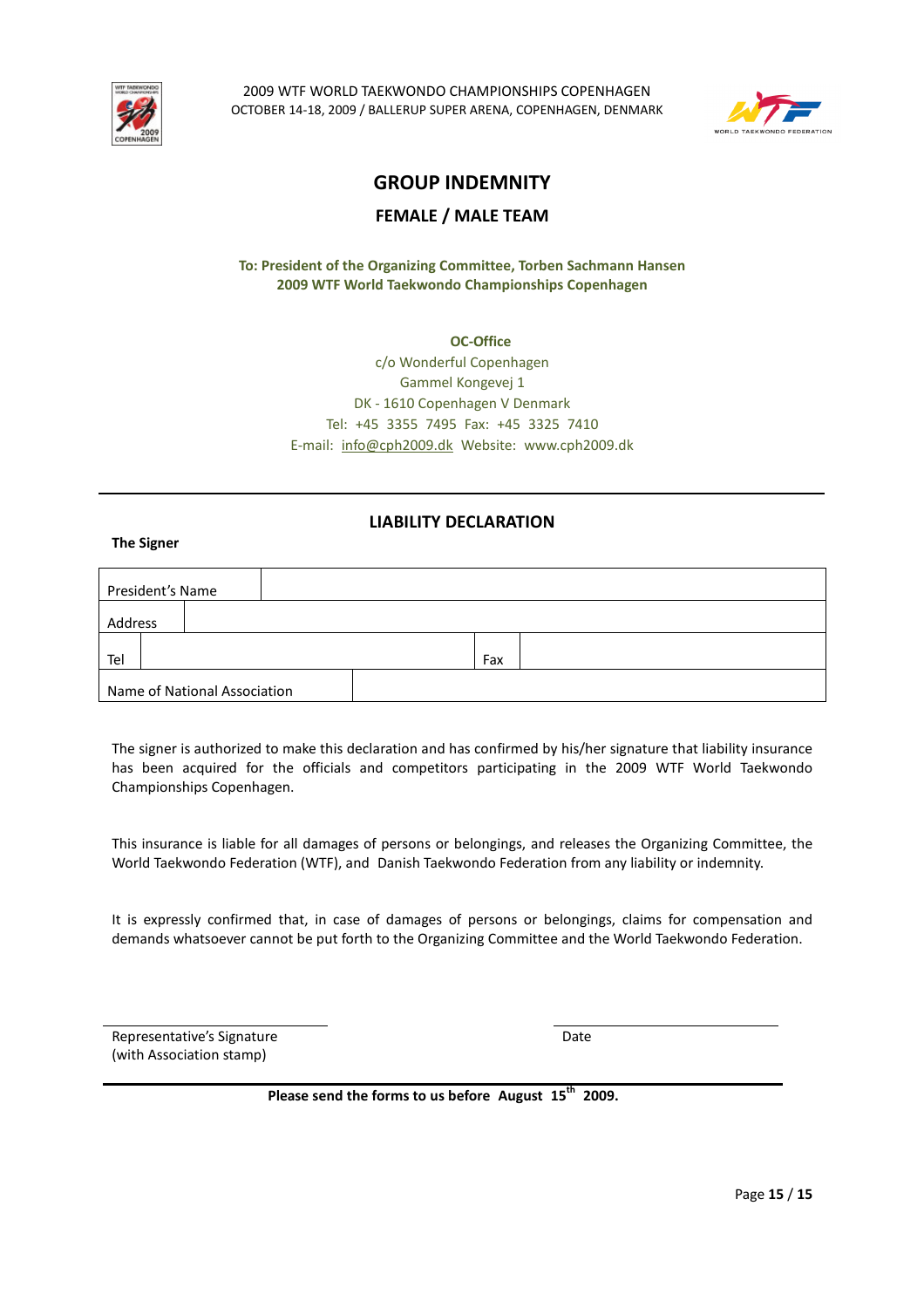2009 WTF WORLD TAEKWONDO CHAMPIONSHIPS COPENHAGEN
OCTOBER 14-18, 2009 / BALLERUP SUPER ARENA, COPENHAGEN, DENMARK

# GROUP INDEMNITY

## FEMALE / MALE TEAM

**To: President of the Organizing Committee, Torben Sachmann Hansen**
**2009 WTF World Taekwondo Championships Copenhagen**

**OC-Office**
c/o Wonderful Copenhagen
Gammel Kongevej 1
DK - 1610 Copenhagen V Denmark
Tel: +45 3355 7495 Fax: +45 3325 7410
E-mail: info@cph2009.dk Website: www.cph2009.dk

---

## LIABILITY DECLARATION

**The Signer**

| President's Name | | | |
|---|---|---|---|
| Address | | | |
| Tel | | Fax | |
| Name of National Association | | | |

The signer is authorized to make this declaration and has confirmed by his/her signature that liability insurance has been acquired for the officials and competitors participating in the 2009 WTF World Taekwondo Championships Copenhagen.

This insurance is liable for all damages of persons or belongings, and releases the Organizing Committee, the World Taekwondo Federation (WTF), and Danish Taekwondo Federation from any liability or indemnity.

It is expressly confirmed that, in case of damages of persons or belongings, claims for compensation and demands whatsoever cannot be put forth to the Organizing Committee and the World Taekwondo Federation.

Representative's Signature
(with Association stamp)

Date

---

**Please send the forms to us before August 15th 2009.**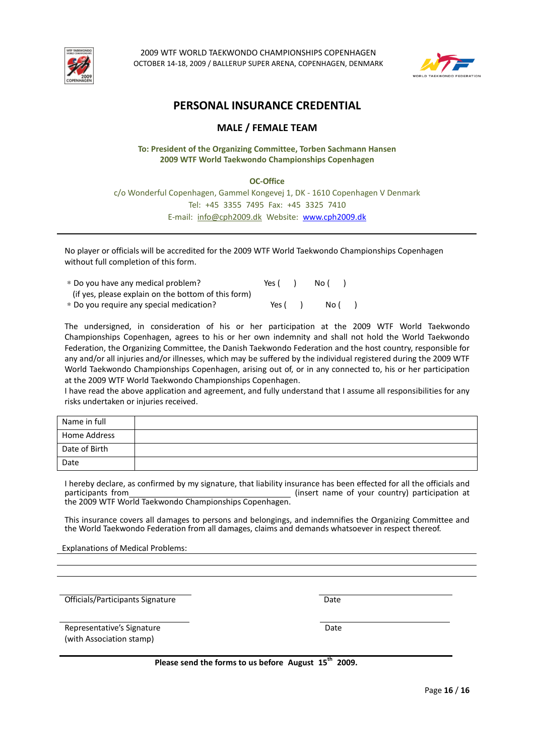2009 WTF WORLD TAEKWONDO CHAMPIONSHIPS COPENHAGEN
OCTOBER 14-18, 2009 / BALLERUP SUPER ARENA, COPENHAGEN, DENMARK

# PERSONAL INSURANCE CREDENTIAL

## MALE / FEMALE TEAM

**To: President of the Organizing Committee, Torben Sachmann Hansen**
**2009 WTF World Taekwondo Championships Copenhagen**

**OC-Office**

c/o Wonderful Copenhagen, Gammel Kongevej 1, DK - 1610 Copenhagen V Denmark
Tel: +45 3355 7495 Fax: +45 3325 7410
E-mail: info@cph2009.dk Website: www.cph2009.dk

---

No player or officials will be accredited for the 2009 WTF World Taekwondo Championships Copenhagen without full completion of this form.

- Do you have any medical problem? Yes ( ) No ( )
  (if yes, please explain on the bottom of this form)
- Do you require any special medication? Yes ( ) No ( )

The undersigned, in consideration of his or her participation at the 2009 WTF World Taekwondo Championships Copenhagen, agrees to his or her own indemnity and shall not hold the World Taekwondo Federation, the Organizing Committee, the Danish Taekwondo Federation and the host country, responsible for any and/or all injuries and/or illnesses, which may be suffered by the individual registered during the 2009 WTF World Taekwondo Championships Copenhagen, arising out of, or in any connected to, his or her participation at the 2009 WTF World Taekwondo Championships Copenhagen.
I have read the above application and agreement, and fully understand that I assume all responsibilities for any risks undertaken or injuries received.

| Name in full | |
|---|---|
| Home Address | |
| Date of Birth | |
| Date | |

I hereby declare, as confirmed by my signature, that liability insurance has been effected for all the officials and participants from\_\_\_\_\_\_\_\_\_\_\_\_\_\_\_\_\_\_\_\_\_\_\_\_\_\_\_\_ (insert name of your country) participation at the 2009 WTF World Taekwondo Championships Copenhagen.

This insurance covers all damages to persons and belongings, and indemnifies the Organizing Committee and the World Taekwondo Federation from all damages, claims and demands whatsoever in respect thereof.

Explanations of Medical Problems:

\_\_\_\_\_\_\_\_\_\_\_\_\_\_\_\_\_\_\_\_\_\_\_\_\_\_\_\_\_\_\_\_\_\_\_\_\_\_\_\_\_\_\_\_\_\_\_\_\_\_\_\_\_\_\_\_\_\_\_\_\_\_\_\_\_\_\_\_\_\_\_\_

\_\_\_\_\_\_\_\_\_\_\_\_\_\_\_\_\_\_\_\_\_\_\_\_\_\_\_\_\_\_\_\_\_\_\_\_\_\_\_\_\_\_\_\_\_\_\_\_\_\_\_\_\_\_\_\_\_\_\_\_\_\_\_\_\_\_\_\_\_\_\_\_

\_\_\_\_\_\_\_\_\_\_\_\_\_\_\_\_\_\_\_\_\_\_\_\_\_\_\_\_\_\_ \_\_\_\_\_\_\_\_\_\_\_\_\_\_\_\_\_\_\_\_\_\_\_\_\_\_\_\_\_\_
Officials/Participants Signature Date

\_\_\_\_\_\_\_\_\_\_\_\_\_\_\_\_\_\_\_\_\_\_\_\_\_\_\_\_\_\_ \_\_\_\_\_\_\_\_\_\_\_\_\_\_\_\_\_\_\_\_\_\_\_\_\_\_\_\_\_\_
Representative's Signature Date
(with Association stamp)

---

**Please send the forms to us before August 15th 2009.**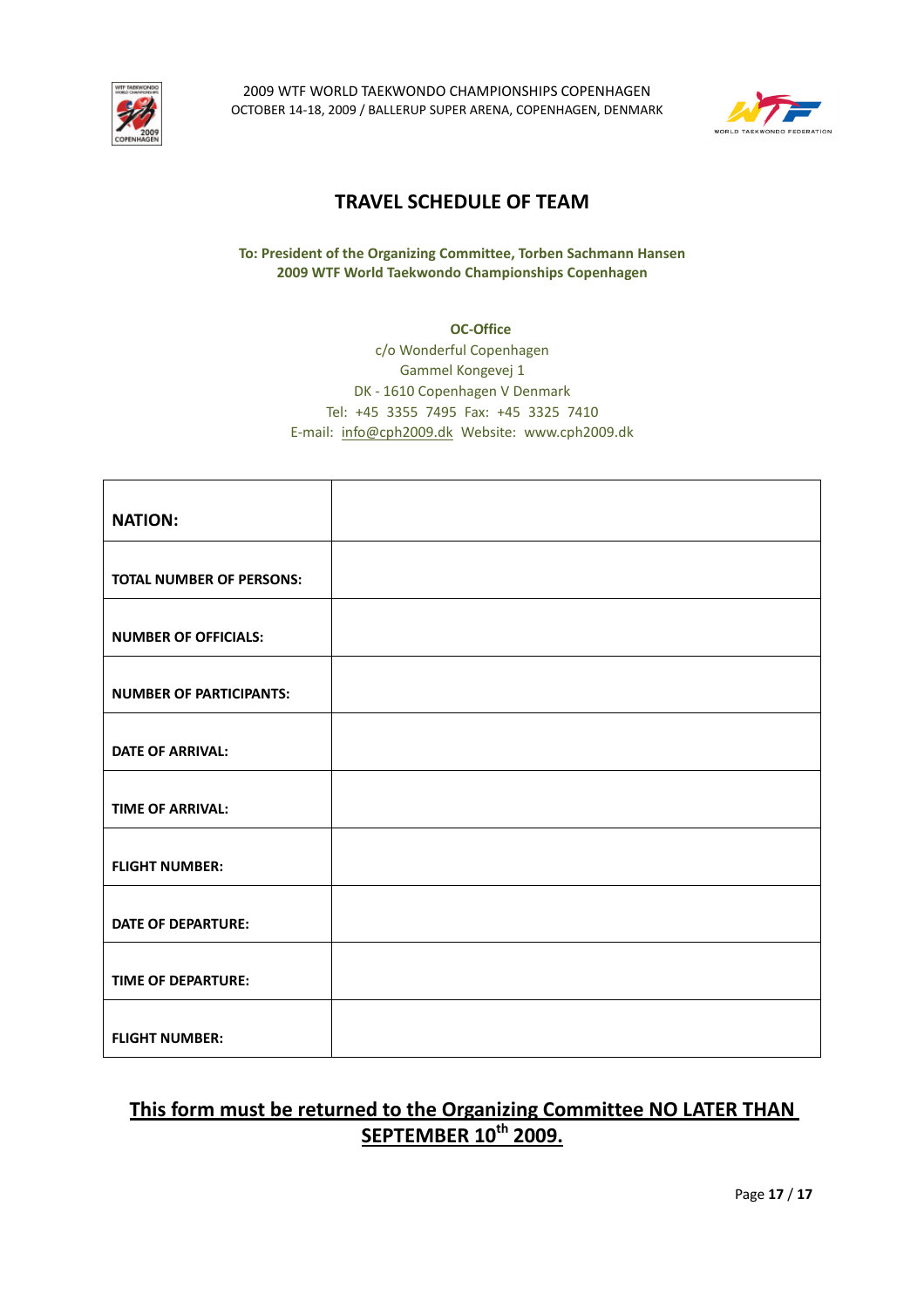# TRAVEL SCHEDULE OF TEAM

**To: President of the Organizing Committee, Torben Sachmann Hansen**
**2009 WTF World Taekwondo Championships Copenhagen**

**OC-Office**
c/o Wonderful Copenhagen
Gammel Kongevej 1
DK - 1610 Copenhagen V Denmark
Tel: +45 3355 7495 Fax: +45 3325 7410
E-mail: info@cph2009.dk Website: www.cph2009.dk

| | |
|---|---|
| **NATION:** | |
| **TOTAL NUMBER OF PERSONS:** | |
| **NUMBER OF OFFICIALS:** | |
| **NUMBER OF PARTICIPANTS:** | |
| **DATE OF ARRIVAL:** | |
| **TIME OF ARRIVAL:** | |
| **FLIGHT NUMBER:** | |
| **DATE OF DEPARTURE:** | |
| **TIME OF DEPARTURE:** | |
| **FLIGHT NUMBER:** | |

**This form must be returned to the Organizing Committee NO LATER THAN SEPTEMBER 10th 2009.**